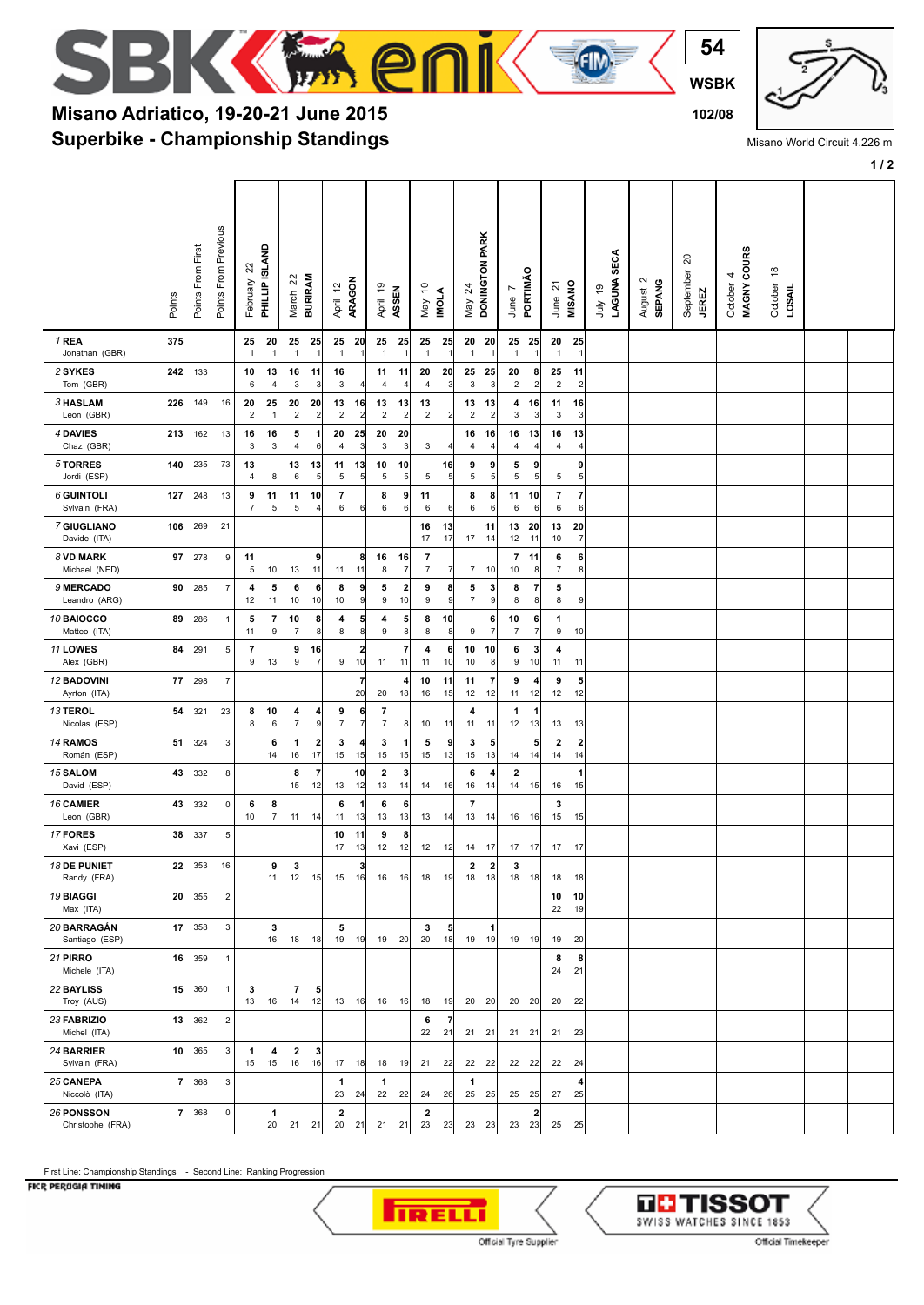# Misano Adriatico, 19-20-21 June 2015

## Superbike - Championship Standings

54 WSBK 102/08

Misano World Circuit 4.226 m

| Rider | Points | Points From First | Points From Previous | February 22 PHILLIP ISLAND | | March 22 BURIRAM | | April 12 ARAGON | | April 19 ASSEN | | May 10 IMOLA | | May 24 DONINGTON PARK | | June 7 PORTIMÃO | | June 21 MISANO | | July 19 LAGUNA SECA | August 2 SEPANG | September 20 JEREZ | October 4 MAGNY COURS | October 18 LOSAIL |
|---|---|---|---|---|---|---|---|---|---|---|---|---|---|---|---|---|---|---|---|---|---|---|---|---|
| 1 REA | 375 | | | 25 | 20 | 25 | 25 | 25 | 20 | 25 | 25 | 25 | 25 | 20 | 20 | 25 | 25 | 20 | 25 | | | | | |
| Jonathan (GBR) | | | | 1 | 1 | 1 | 1 | 1 | 1 | 1 | 1 | 1 | 1 | 1 | 1 | 1 | 1 | 1 | 1 | | | | | |
| 2 SYKES | 242 | 133 | | 10 | 13 | 16 | 11 | 16 | | 11 | 11 | 20 | 20 | 25 | 25 | 20 | 8 | 25 | 11 | | | | | |
| Tom (GBR) | | | | 6 | 4 | 3 | 3 | 3 | 4 | 4 | 4 | 4 | 3 | 3 | 3 | 2 | 2 | 2 | 2 | | | | | |
| 3 HASLAM | 226 | 149 | 16 | 20 | 25 | 20 | 20 | 13 | 16 | 13 | 13 | 13 | | 13 | 13 | 4 | 16 | 11 | 16 | | | | | |
| Leon (GBR) | | | | 2 | 1 | 2 | 2 | 2 | 2 | 2 | 2 | 2 | 2 | 2 | 2 | 3 | 3 | 3 | 3 | | | | | |
| 4 DAVIES | 213 | 162 | 13 | 16 | 16 | 5 | 1 | 20 | 25 | 20 | 20 | | | 16 | 16 | 16 | 13 | 16 | 13 | | | | | |
| Chaz (GBR) | | | | 3 | 3 | 4 | 6 | 4 | 3 | 3 | 3 | 3 | 4 | 4 | 4 | 4 | 4 | 4 | 4 | | | | | |
| 5 TORRES | 140 | 235 | 73 | 13 | | 13 | 13 | 11 | 13 | 10 | 10 | | 16 | 9 | 9 | 5 | 9 | | 9 | | | | | |
| Jordi (ESP) | | | | 4 | 8 | 6 | 5 | 5 | 5 | 5 | 5 | 5 | 5 | 5 | 5 | 5 | 5 | 5 | 5 | | | | | |
| 6 GUINTOLI | 127 | 248 | 13 | 9 | 11 | 11 | 10 | 7 | | 8 | 9 | 11 | | 8 | 8 | 11 | 10 | 7 | 7 | | | | | |
| Sylvain (FRA) | | | | 7 | 5 | 5 | 4 | 6 | 6 | 6 | 6 | 6 | 6 | 6 | 6 | 6 | 6 | 6 | 6 | | | | | |
| 7 GIUGLIANO | 106 | 269 | 21 | | | | | | | | | 16 | 13 | | 11 | 13 | 20 | 13 | 20 | | | | | |
| Davide (ITA) | | | | | | | | | | | | 17 | 17 | 17 | 14 | 12 | 11 | 10 | 7 | | | | | |
| 8 VD MARK | 97 | 278 | 9 | 11 | | | 9 | | 8 | 16 | 16 | 7 | | | | 7 | 11 | 6 | 6 | | | | | |
| Michael (NED) | | | | 5 | 10 | 13 | 11 | 11 | 11 | 8 | 7 | 7 | 7 | 7 | 10 | 10 | 8 | 7 | 8 | | | | | |
| 9 MERCADO | 90 | 285 | 7 | 4 | 5 | 6 | 6 | 8 | 9 | 5 | 2 | 9 | 8 | 5 | 3 | 8 | 7 | 5 | | | | | | |
| Leandro (ARG) | | | | 12 | 11 | 10 | 10 | 10 | 9 | 9 | 10 | 9 | 9 | 7 | 9 | 8 | 8 | 8 | 9 | | | | | |
| 10 BAIOCCO | 89 | 286 | 1 | 5 | 7 | 10 | 8 | 4 | 5 | 4 | 5 | 8 | 10 | | 6 | 10 | 6 | 1 | | | | | | |
| Matteo (ITA) | | | | 11 | 9 | 7 | 8 | 8 | 8 | 9 | 8 | 8 | 8 | 9 | 7 | 7 | 7 | 9 | 10 | | | | | |
| 11 LOWES | 84 | 291 | 5 | 7 | | 9 | 16 | | 2 | | 7 | 4 | 6 | 10 | 10 | 6 | 3 | 4 | | | | | | |
| Alex (GBR) | | | | 9 | 13 | 9 | 7 | 9 | 10 | 11 | 11 | 11 | 10 | 10 | 8 | 9 | 10 | 11 | 11 | | | | | |
| 12 BADOVINI | 77 | 298 | 7 | | | | | | 7 | | 4 | 10 | 11 | 11 | 7 | 9 | 4 | 9 | 5 | | | | | |
| Ayrton (ITA) | | | | | | | | | 20 | 20 | 18 | 16 | 15 | 12 | 12 | 11 | 12 | 12 | 12 | | | | | |
| 13 TEROL | 54 | 321 | 23 | 8 | 10 | 4 | 4 | 9 | 6 | 7 | | | | 4 | | 1 | 1 | | | | | | | |
| Nicolas (ESP) | | | | 8 | 6 | 7 | 9 | 7 | 7 | 7 | 8 | 10 | 11 | 11 | 11 | 12 | 13 | 13 | 13 | | | | | |
| 14 RAMOS | 51 | 324 | 3 | | 6 | 1 | 2 | 3 | 4 | 3 | 1 | 5 | 9 | 3 | 5 | | 5 | 2 | 2 | | | | | |
| Román (ESP) | | | | | 14 | 16 | 17 | 15 | 15 | 15 | 15 | 15 | 13 | 15 | 13 | 14 | 14 | 14 | 14 | | | | | |
| 15 SALOM | 43 | 332 | 8 | | | 8 | 7 | | 10 | 2 | 3 | | | 6 | 4 | 2 | | | 1 | | | | | |
| David (ESP) | | | | | | 15 | 12 | 13 | 12 | 13 | 14 | 14 | 16 | 16 | 14 | 14 | 15 | 16 | 15 | | | | | |
| 16 CAMIER | 43 | 332 | 0 | 6 | 8 | | | 6 | 1 | 6 | 6 | | | 7 | | | | 3 | | | | | | |
| Leon (GBR) | | | | 10 | 7 | 11 | 14 | 11 | 13 | 13 | 13 | 13 | 14 | 13 | 14 | 16 | 16 | 15 | 15 | | | | | |
| 17 FORES | 38 | 337 | 5 | | | | | 10 | 11 | 9 | 8 | | | | | | | | | | | | | |
| Xavi (ESP) | | | | | | | | 17 | 13 | 12 | 12 | 12 | 12 | 14 | 17 | 17 | 17 | 17 | 17 | | | | | |
| 18 DE PUNIET | 22 | 353 | 16 | | 9 | 3 | | | 3 | | | | | 2 | 2 | 3 | | | | | | | | |
| Randy (FRA) | | | | | 11 | 12 | 15 | 15 | 16 | 16 | 16 | 18 | 19 | 18 | 18 | 18 | 18 | 18 | 18 | | | | | |
| 19 BIAGGI | 20 | 355 | 2 | | | | | | | | | | | | | | | 10 | 10 | | | | | |
| Max (ITA) | | | | | | | | | | | | | | | | | | 22 | 19 | | | | | |
| 20 BARRAGÁN | 17 | 358 | 3 | | 3 | | | 5 | | | | 3 | 5 | | 1 | | | | | | | | | |
| Santiago (ESP) | | | | | 16 | 18 | 18 | 19 | 19 | 19 | 20 | 20 | 18 | 19 | 19 | 19 | 19 | 19 | 20 | | | | | |
| 21 PIRRO | 16 | 359 | 1 | | | | | | | | | | | | | | | 8 | 8 | | | | | |
| Michele (ITA) | | | | | | | | | | | | | | | | | | 24 | 21 | | | | | |
| 22 BAYLISS | 15 | 360 | 1 | 3 | | 7 | 5 | | | | | | | | | | | | | | | | | |
| Troy (AUS) | | | | 13 | 16 | 14 | 12 | 13 | 16 | 16 | 16 | 18 | 19 | 20 | 20 | 20 | 20 | 20 | 22 | | | | | |
| 23 FABRIZIO | 13 | 362 | 2 | | | | | | | | | 6 | 7 | | | | | | | | | | | |
| Michel (ITA) | | | | | | | | | | | | 22 | 21 | 21 | 21 | 21 | 21 | 21 | 23 | | | | | |
| 24 BARRIER | 10 | 365 | 3 | 1 | 4 | 2 | 3 | | | | | | | | | | | | | | | | | |
| Sylvain (FRA) | | | | 15 | 15 | 16 | 16 | 17 | 18 | 18 | 19 | 21 | 22 | 22 | 22 | 22 | 22 | 22 | 24 | | | | | |
| 25 CANEPA | 7 | 368 | 3 | | | | | 1 | | 1 | | | | 1 | | | | | 4 | | | | | |
| Niccolò (ITA) | | | | | | | | 23 | 24 | 22 | 22 | 24 | 26 | 25 | 25 | 25 | 25 | 27 | 25 | | | | | |
| 26 PONSSON | 7 | 368 | 0 | | 1 | | | 2 | | | | 2 | | | | | 2 | | | | | | | |
| Christophe (FRA) | | | | | 20 | 21 | 21 | 20 | 21 | 21 | 21 | 23 | 23 | 23 | 23 | 23 | 23 | 25 | 25 | | | | | |

First Line: Championship Standings - Second Line: Ranking Progression

FICR PERUGIA TIMING

PIRELLI Official Tyre Supplier

TISSOT SWISS WATCHES SINCE 1853 Official Timekeeper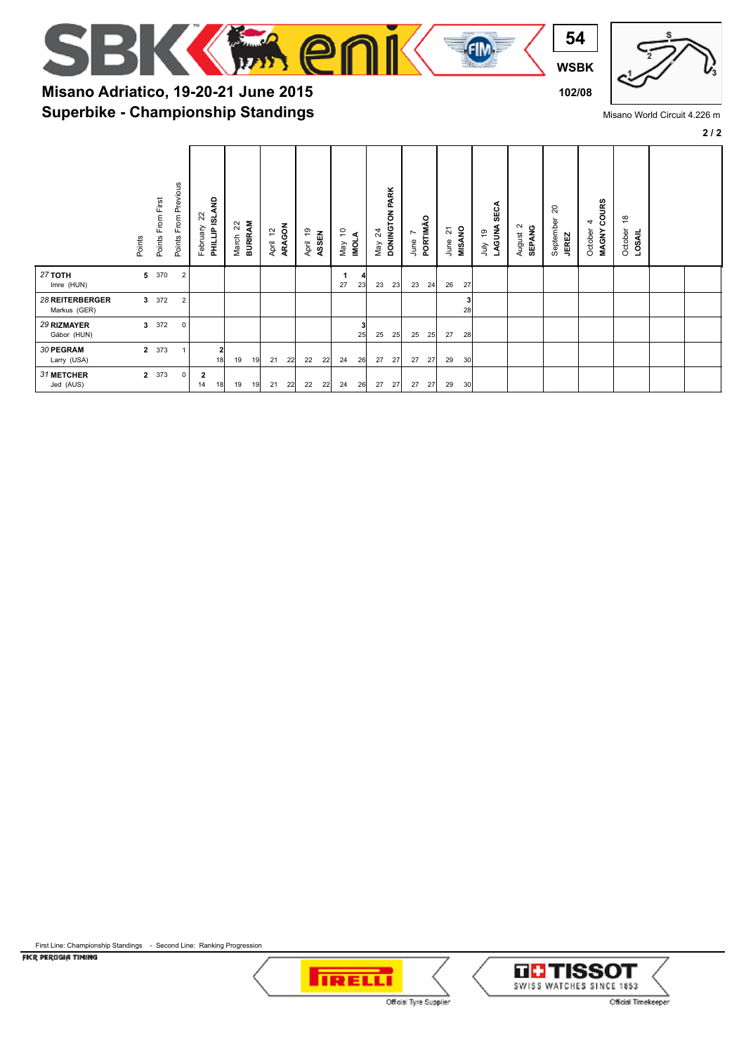# Misano Adriatico, 19-20-21 June 2015

## Superbike - Championship Standings

Misano World Circuit 4.226 m

| | Points | Points From First | Points From Previous | February 22 PHILLIP ISLAND | | March 22 BURIRAM | | April 12 ARAGON | | April 19 ASSEN | | May 10 IMOLA | | May 24 DONINGTON PARK | | June 7 PORTIMÃO | | June 21 MISANO | | July 19 LAGUNA SECA | August 2 SEPANG | September 20 JEREZ | October 4 MAGNY COURS | October 18 LOSAIL | | |
|---|---|---|---|---|---|---|---|---|---|---|---|---|---|---|---|---|---|---|---|---|---|---|---|---|---|---|
| 27 TOTH Imre (HUN) | 5 | 370 | 2 | | | | | | | | | 1 / 27 | 4 / 23 | 23 | 23 | 23 | 24 | 26 | 27 | | | | | | | |
| 28 REITERBERGER Markus (GER) | 3 | 372 | 2 | | | | | | | | | | | | | | | | 3 / 28 | | | | | | | |
| 29 RIZMAYER Gábor (HUN) | 3 | 372 | 0 | | | | | | | | | | 3 / 25 | 25 | 25 | 25 | 25 | 27 | 28 | | | | | | | |
| 30 PEGRAM Larry (USA) | 2 | 373 | 1 | | 2 / 18 | 19 | 19 | 21 | 22 | 22 | 22 | 24 | 26 | 27 | 27 | 27 | 27 | 29 | 30 | | | | | | | |
| 31 METCHER Jed (AUS) | 2 | 373 | 0 | 2 / 14 | 18 | 19 | 19 | 21 | 22 | 22 | 22 | 24 | 26 | 27 | 27 | 27 | 27 | 29 | 30 | | | | | | | |

First Line: Championship Standings - Second Line: Ranking Progression